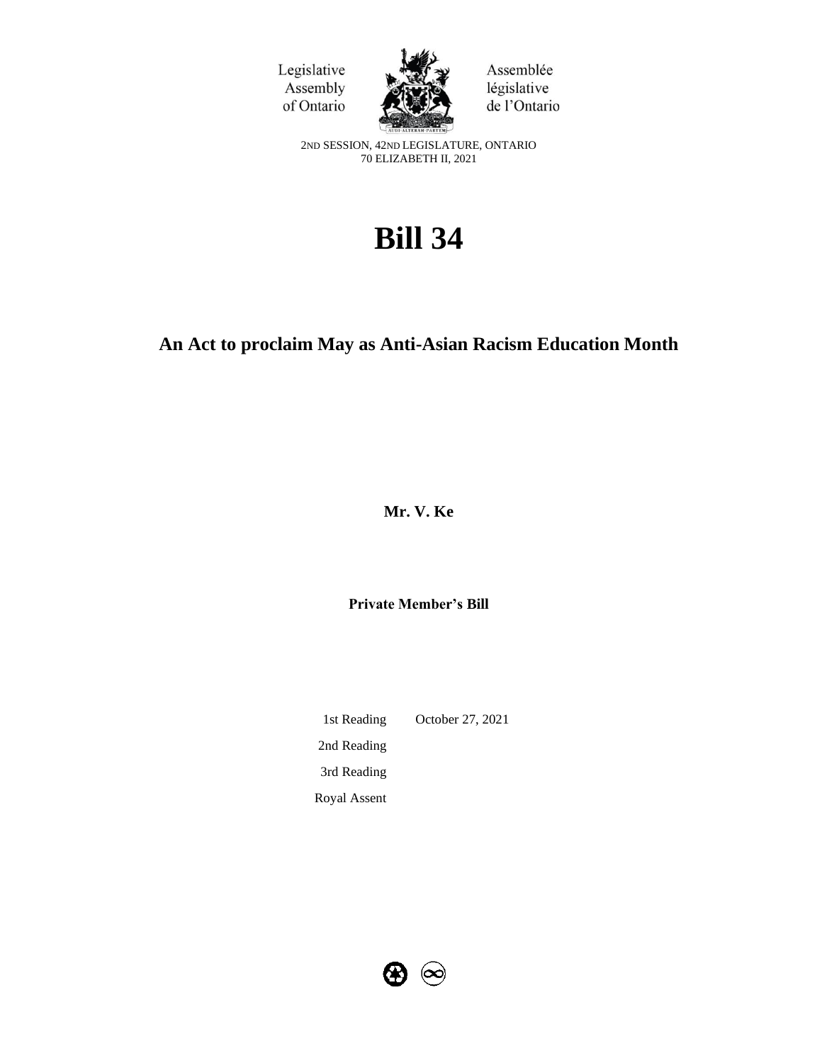Legislative Assembly of Ontario

Assemblée législative de l'Ontario

2ND SESSION, 42ND LEGISLATURE, ONTARIO
70 ELIZABETH II, 2021

# Bill 34

## An Act to proclaim May as Anti-Asian Racism Education Month

**Mr. V. Ke**

**Private Member's Bill**

| | |
|---|---|
| 1st Reading | October 27, 2021 |
| 2nd Reading | |
| 3rd Reading | |
| Royal Assent | |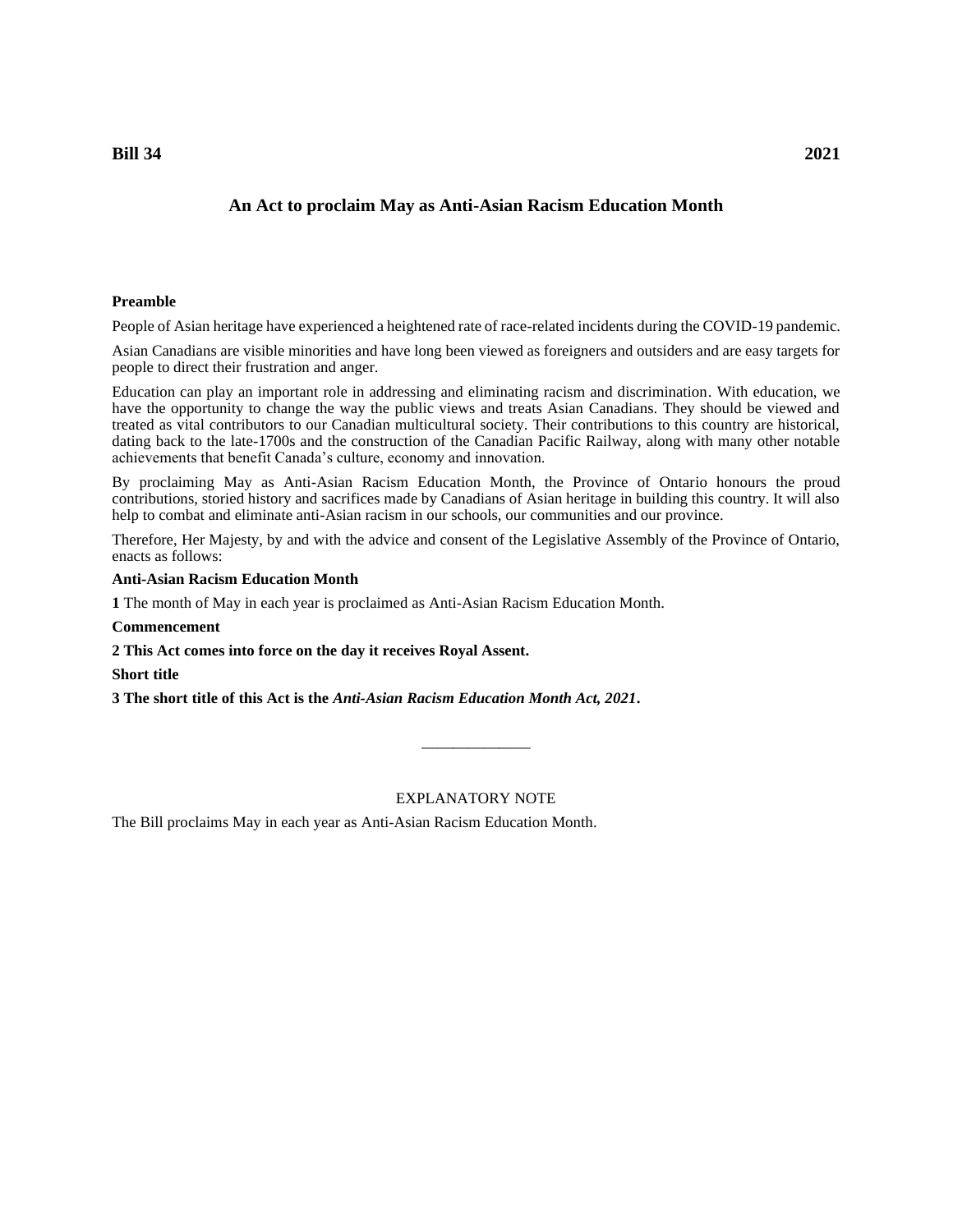**Bill 34** **2021**

## An Act to proclaim May as Anti-Asian Racism Education Month

**Preamble**

People of Asian heritage have experienced a heightened rate of race-related incidents during the COVID-19 pandemic.

Asian Canadians are visible minorities and have long been viewed as foreigners and outsiders and are easy targets for people to direct their frustration and anger.

Education can play an important role in addressing and eliminating racism and discrimination. With education, we have the opportunity to change the way the public views and treats Asian Canadians. They should be viewed and treated as vital contributors to our Canadian multicultural society. Their contributions to this country are historical, dating back to the late-1700s and the construction of the Canadian Pacific Railway, along with many other notable achievements that benefit Canada's culture, economy and innovation.

By proclaiming May as Anti-Asian Racism Education Month, the Province of Ontario honours the proud contributions, storied history and sacrifices made by Canadians of Asian heritage in building this country. It will also help to combat and eliminate anti-Asian racism in our schools, our communities and our province.

Therefore, Her Majesty, by and with the advice and consent of the Legislative Assembly of the Province of Ontario, enacts as follows:

**Anti-Asian Racism Education Month**

**1** The month of May in each year is proclaimed as Anti-Asian Racism Education Month.

**Commencement**

**2 This Act comes into force on the day it receives Royal Assent.**

**Short title**

**3 The short title of this Act is the *Anti-Asian Racism Education Month Act, 2021*.**

---

EXPLANATORY NOTE

The Bill proclaims May in each year as Anti-Asian Racism Education Month.